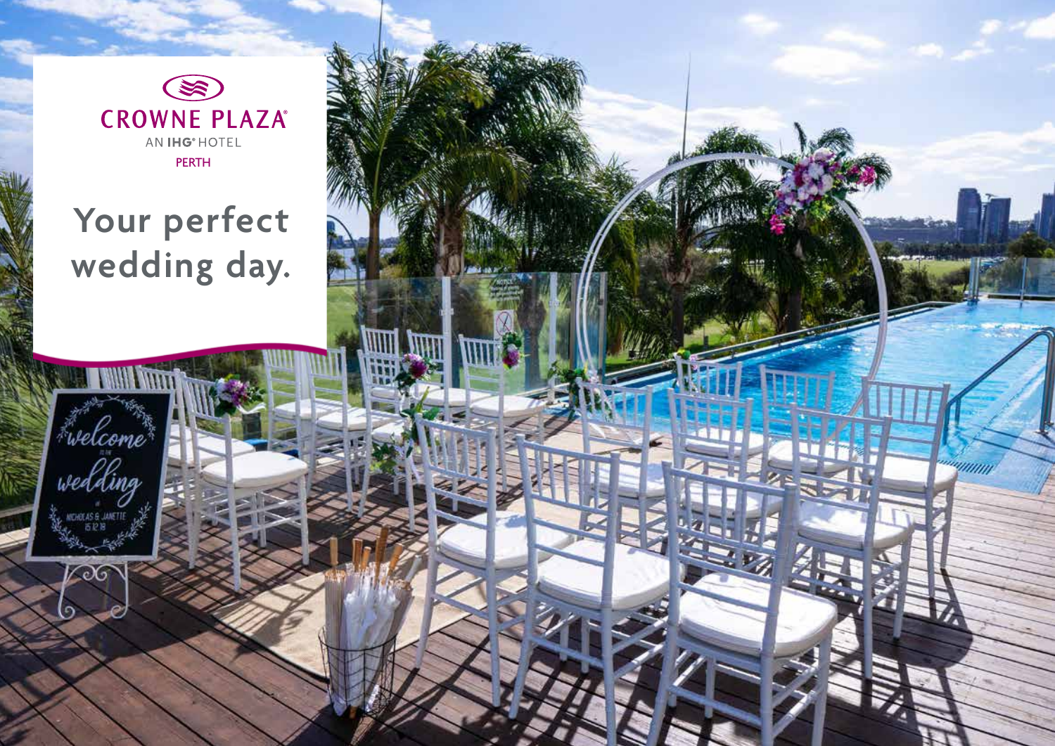CROWNE PLAZA

AN IHG® HOTEL

PERTH

# Your perfect wedding day.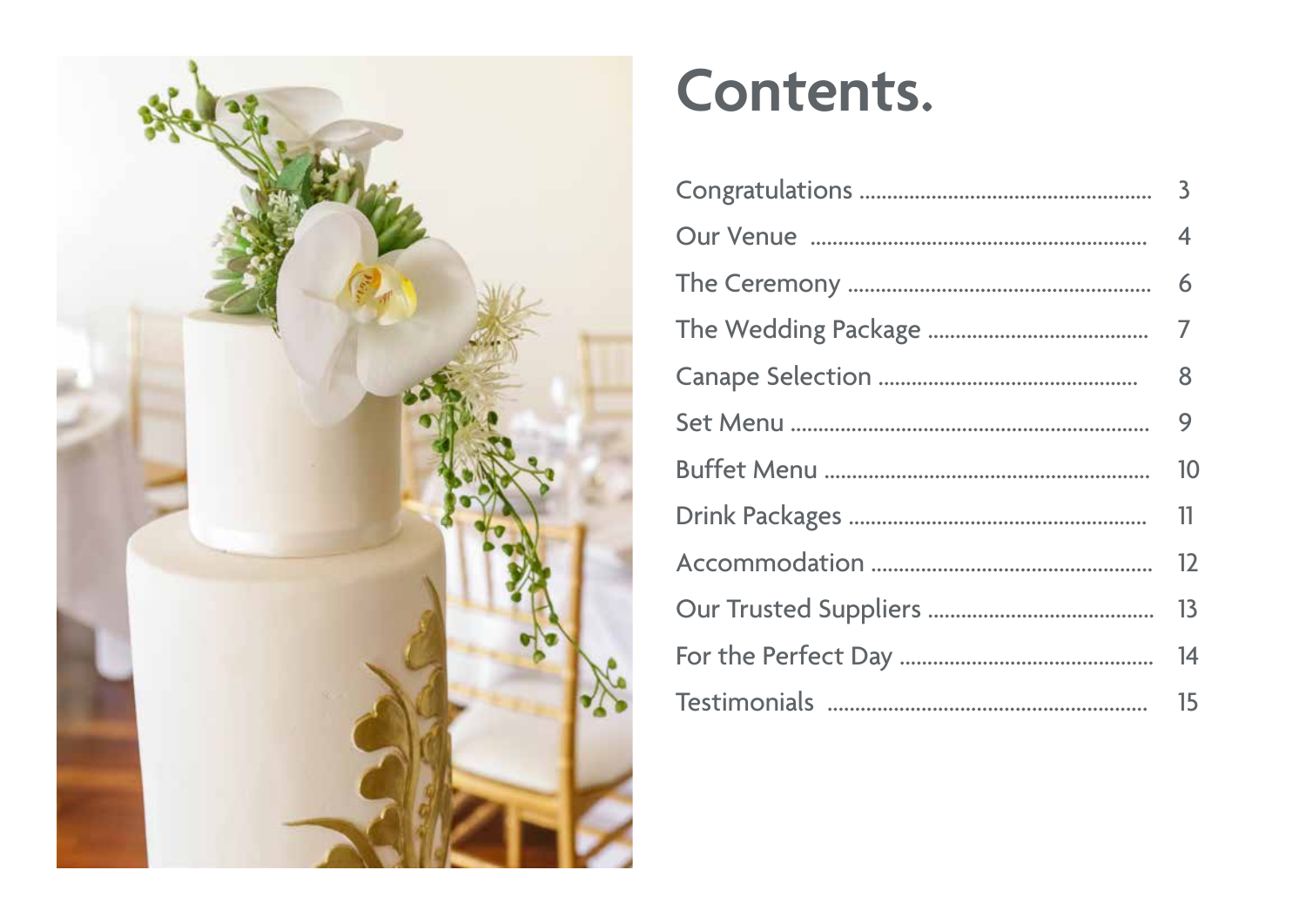# Contents.

| | |
|---|---|
| Congratulations | 3 |
| Our Venue | 4 |
| The Ceremony | 6 |
| The Wedding Package | 7 |
| Canape Selection | 8 |
| Set Menu | 9 |
| Buffet Menu | 10 |
| Drink Packages | 11 |
| Accommodation | 12 |
| Our Trusted Suppliers | 13 |
| For the Perfect Day | 14 |
| Testimonials | 15 |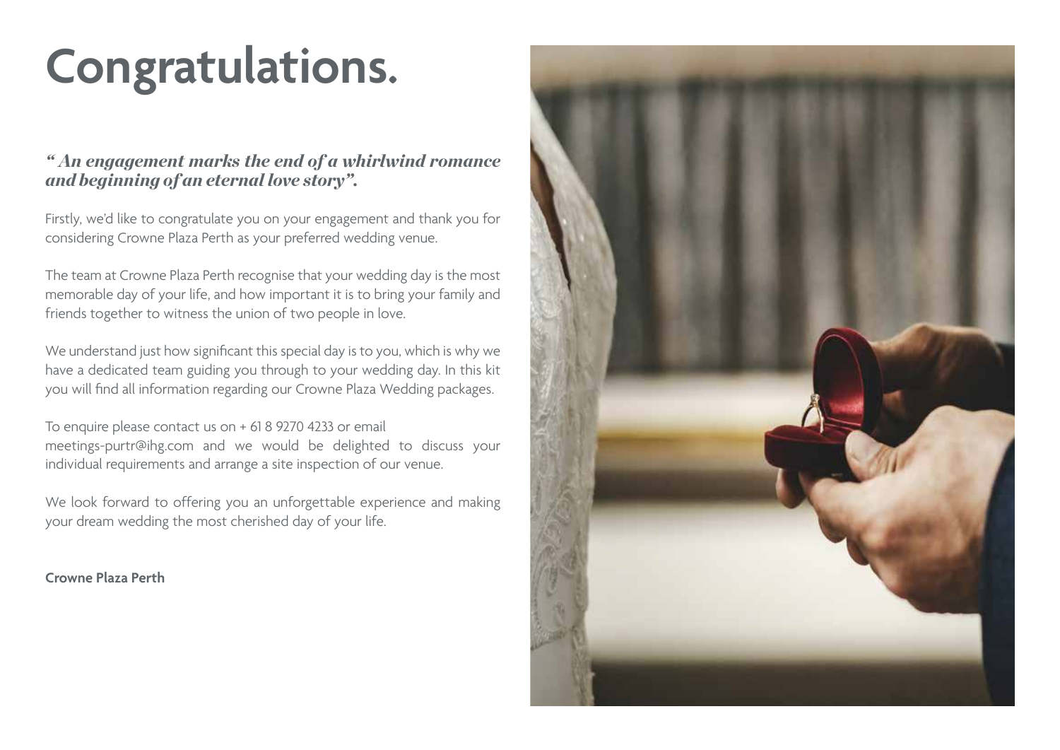# Congratulations.

***" An engagement marks the end of a whirlwind romance and beginning of an eternal love story".***

Firstly, we'd like to congratulate you on your engagement and thank you for considering Crowne Plaza Perth as your preferred wedding venue.

The team at Crowne Plaza Perth recognise that your wedding day is the most memorable day of your life, and how important it is to bring your family and friends together to witness the union of two people in love.

We understand just how significant this special day is to you, which is why we have a dedicated team guiding you through to your wedding day. In this kit you will find all information regarding our Crowne Plaza Wedding packages.

To enquire please contact us on + 61 8 9270 4233 or email meetings-purtr@ihg.com and we would be delighted to discuss your individual requirements and arrange a site inspection of our venue.

We look forward to offering you an unforgettable experience and making your dream wedding the most cherished day of your life.

**Crowne Plaza Perth**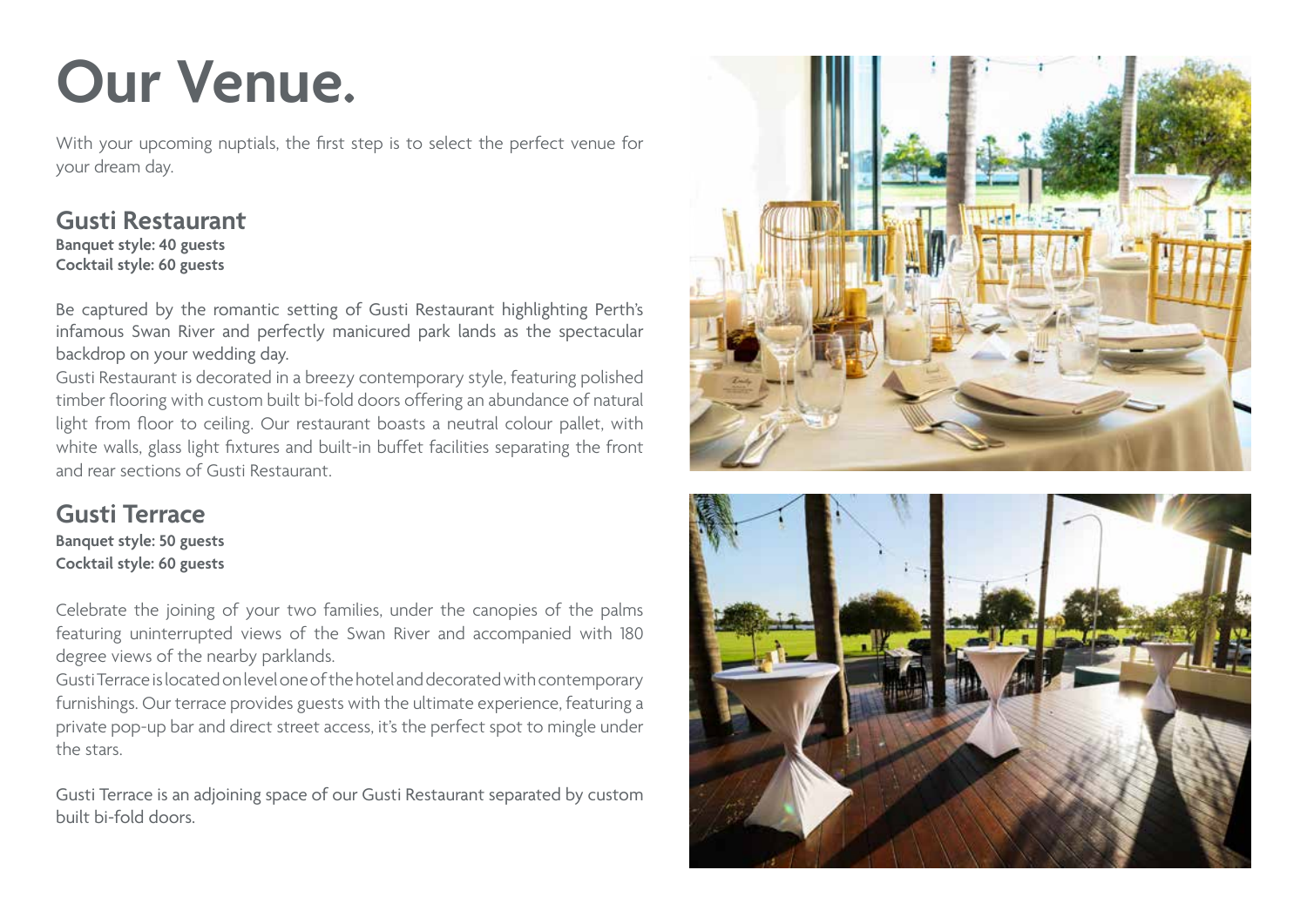# Our Venue.

With your upcoming nuptials, the first step is to select the perfect venue for your dream day.

## Gusti Restaurant

**Banquet style: 40 guests**
**Cocktail style: 60 guests**

Be captured by the romantic setting of Gusti Restaurant highlighting Perth's infamous Swan River and perfectly manicured park lands as the spectacular backdrop on your wedding day.

Gusti Restaurant is decorated in a breezy contemporary style, featuring polished timber flooring with custom built bi-fold doors offering an abundance of natural light from floor to ceiling. Our restaurant boasts a neutral colour pallet, with white walls, glass light fixtures and built-in buffet facilities separating the front and rear sections of Gusti Restaurant.

## Gusti Terrace

**Banquet style: 50 guests**
**Cocktail style: 60 guests**

Celebrate the joining of your two families, under the canopies of the palms featuring uninterrupted views of the Swan River and accompanied with 180 degree views of the nearby parklands.

Gusti Terrace is located on level one of the hotel and decorated with contemporary furnishings. Our terrace provides guests with the ultimate experience, featuring a private pop-up bar and direct street access, it's the perfect spot to mingle under the stars.

Gusti Terrace is an adjoining space of our Gusti Restaurant separated by custom built bi-fold doors.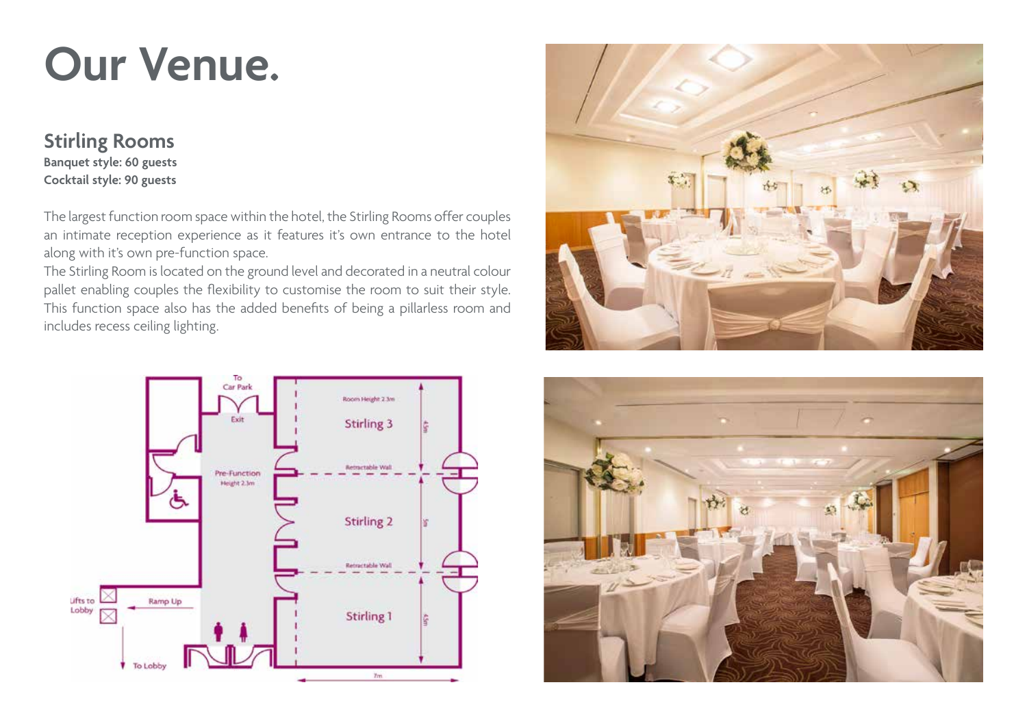# Our Venue.

## Stirling Rooms

**Banquet style: 60 guests**
**Cocktail style: 90 guests**

The largest function room space within the hotel, the Stirling Rooms offer couples an intimate reception experience as it features it's own entrance to the hotel along with it's own pre-function space.
The Stirling Room is located on the ground level and decorated in a neutral colour pallet enabling couples the flexibility to customise the room to suit their style. This function space also has the added benefits of being a pillarless room and includes recess ceiling lighting.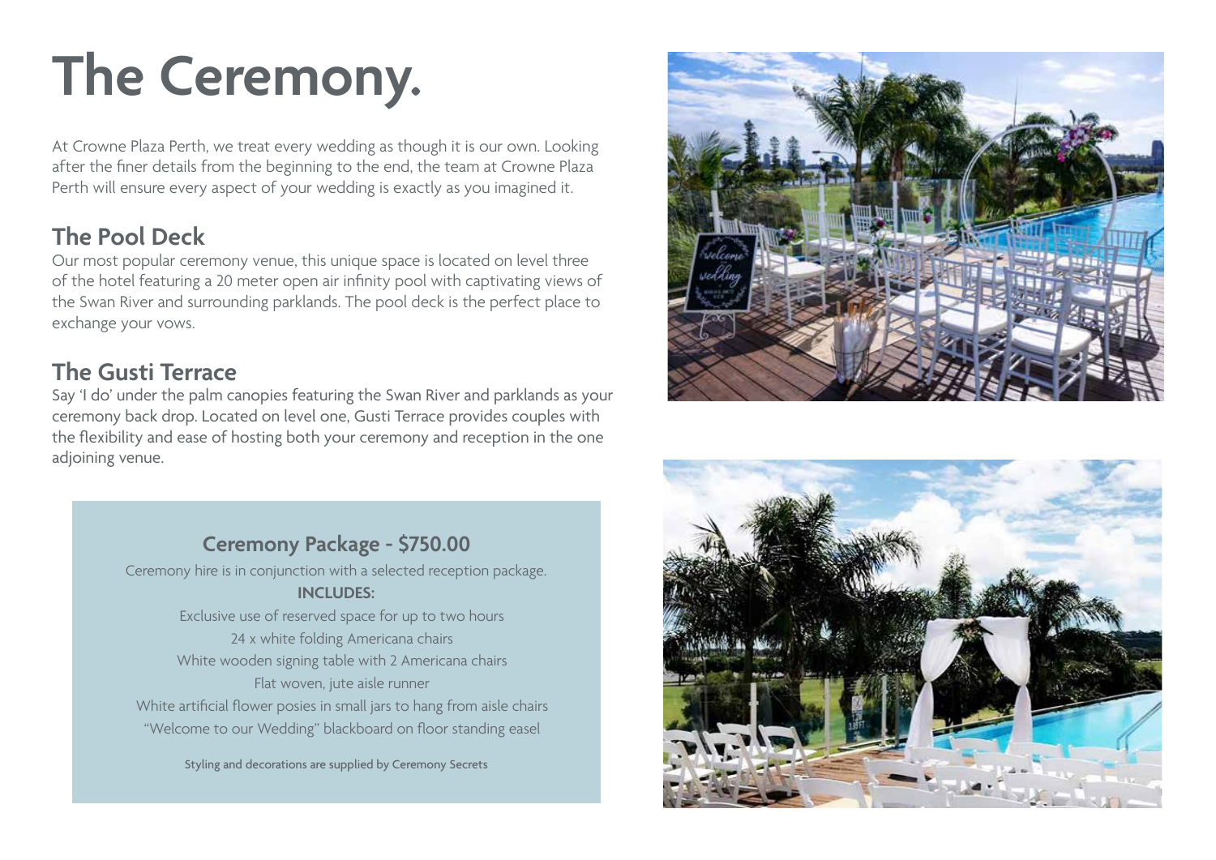# The Ceremony.

At Crowne Plaza Perth, we treat every wedding as though it is our own. Looking after the finer details from the beginning to the end, the team at Crowne Plaza Perth will ensure every aspect of your wedding is exactly as you imagined it.

## The Pool Deck

Our most popular ceremony venue, this unique space is located on level three of the hotel featuring a 20 meter open air infinity pool with captivating views of the Swan River and surrounding parklands. The pool deck is the perfect place to exchange your vows.

## The Gusti Terrace

Say 'I do' under the palm canopies featuring the Swan River and parklands as your ceremony back drop. Located on level one, Gusti Terrace provides couples with the flexibility and ease of hosting both your ceremony and reception in the one adjoining venue.

### Ceremony Package - $750.00

Ceremony hire is in conjunction with a selected reception package.

**INCLUDES:**

Exclusive use of reserved space for up to two hours

24 x white folding Americana chairs

White wooden signing table with 2 Americana chairs

Flat woven, jute aisle runner

White artificial flower posies in small jars to hang from aisle chairs

"Welcome to our Wedding" blackboard on floor standing easel

Styling and decorations are supplied by Ceremony Secrets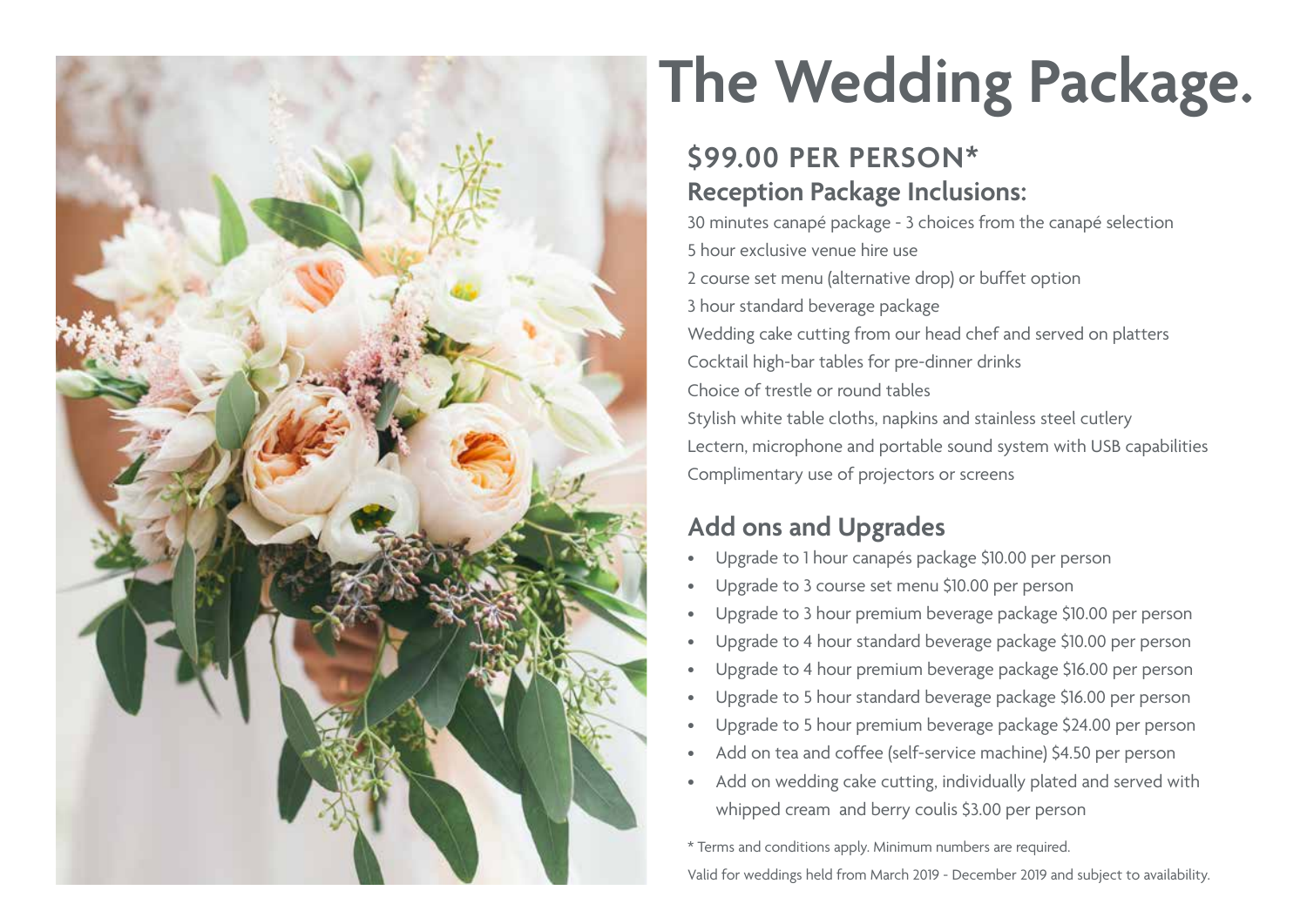# The Wedding Package.

## $99.00 PER PERSON*

### Reception Package Inclusions:

30 minutes canapé package - 3 choices from the canapé selection
5 hour exclusive venue hire use
2 course set menu (alternative drop) or buffet option
3 hour standard beverage package
Wedding cake cutting from our head chef and served on platters
Cocktail high-bar tables for pre-dinner drinks
Choice of trestle or round tables
Stylish white table cloths, napkins and stainless steel cutlery
Lectern, microphone and portable sound system with USB capabilities
Complimentary use of projectors or screens

### Add ons and Upgrades

- Upgrade to 1 hour canapés package $10.00 per person
- Upgrade to 3 course set menu $10.00 per person
- Upgrade to 3 hour premium beverage package $10.00 per person
- Upgrade to 4 hour standard beverage package $10.00 per person
- Upgrade to 4 hour premium beverage package $16.00 per person
- Upgrade to 5 hour standard beverage package $16.00 per person
- Upgrade to 5 hour premium beverage package $24.00 per person
- Add on tea and coffee (self-service machine) $4.50 per person
- Add on wedding cake cutting, individually plated and served with whipped cream and berry coulis $3.00 per person

* Terms and conditions apply. Minimum numbers are required.

Valid for weddings held from March 2019 - December 2019 and subject to availability.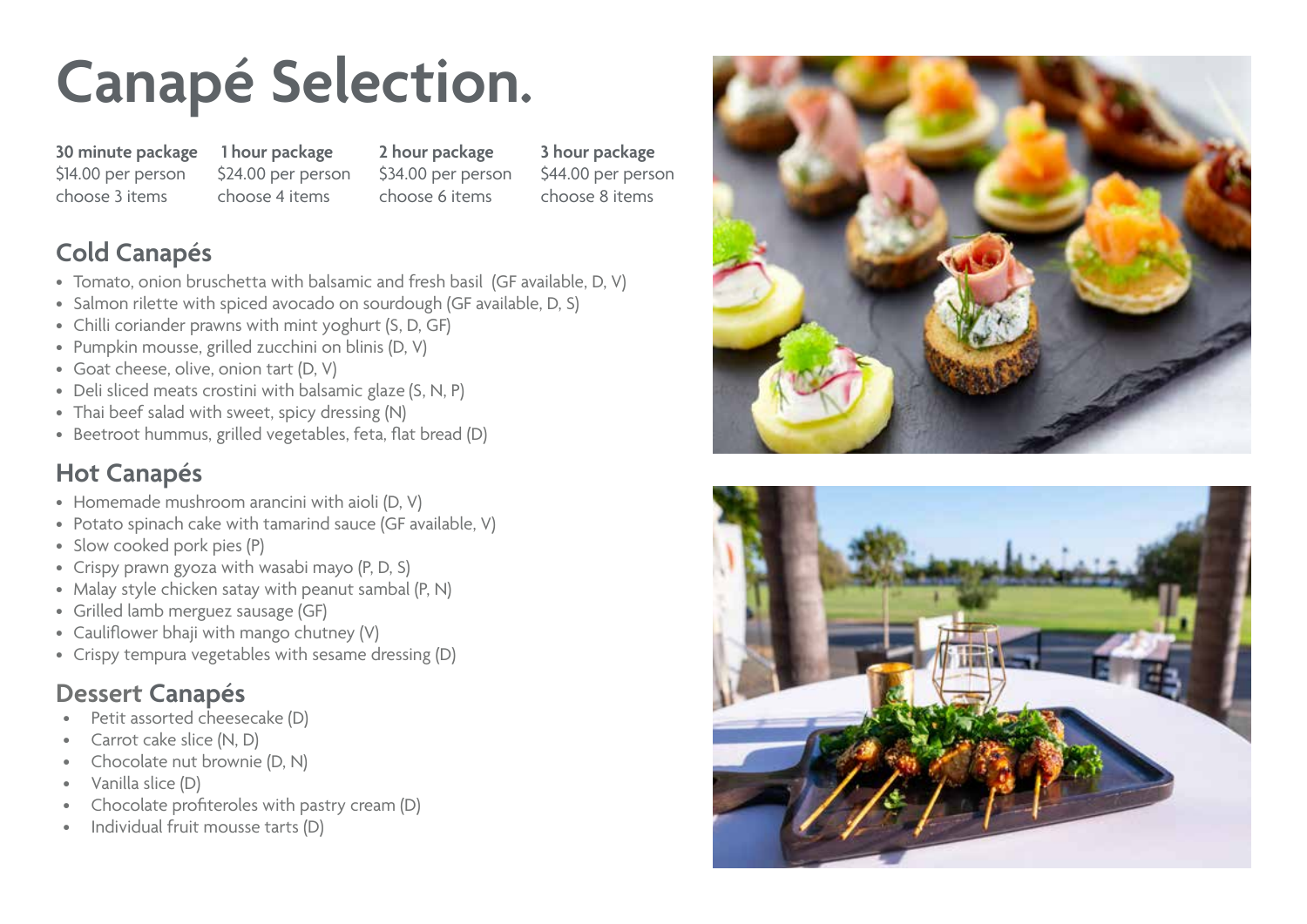# Canapé Selection.

| 30 minute package | 1 hour package | 2 hour package | 3 hour package |
|---|---|---|---|
| $14.00 per person | $24.00 per person | $34.00 per person | $44.00 per person |
| choose 3 items | choose 4 items | choose 6 items | choose 8 items |

## Cold Canapés

- Tomato, onion bruschetta with balsamic and fresh basil (GF available, D, V)
- Salmon rilette with spiced avocado on sourdough (GF available, D, S)
- Chilli coriander prawns with mint yoghurt (S, D, GF)
- Pumpkin mousse, grilled zucchini on blinis (D, V)
- Goat cheese, olive, onion tart (D, V)
- Deli sliced meats crostini with balsamic glaze (S, N, P)
- Thai beef salad with sweet, spicy dressing (N)
- Beetroot hummus, grilled vegetables, feta, flat bread (D)

## Hot Canapés

- Homemade mushroom arancini with aioli (D, V)
- Potato spinach cake with tamarind sauce (GF available, V)
- Slow cooked pork pies (P)
- Crispy prawn gyoza with wasabi mayo (P, D, S)
- Malay style chicken satay with peanut sambal (P, N)
- Grilled lamb merguez sausage (GF)
- Cauliflower bhaji with mango chutney (V)
- Crispy tempura vegetables with sesame dressing (D)

## Dessert Canapés

- Petit assorted cheesecake (D)
- Carrot cake slice (N, D)
- Chocolate nut brownie (D, N)
- Vanilla slice (D)
- Chocolate profiteroles with pastry cream (D)
- Individual fruit mousse tarts (D)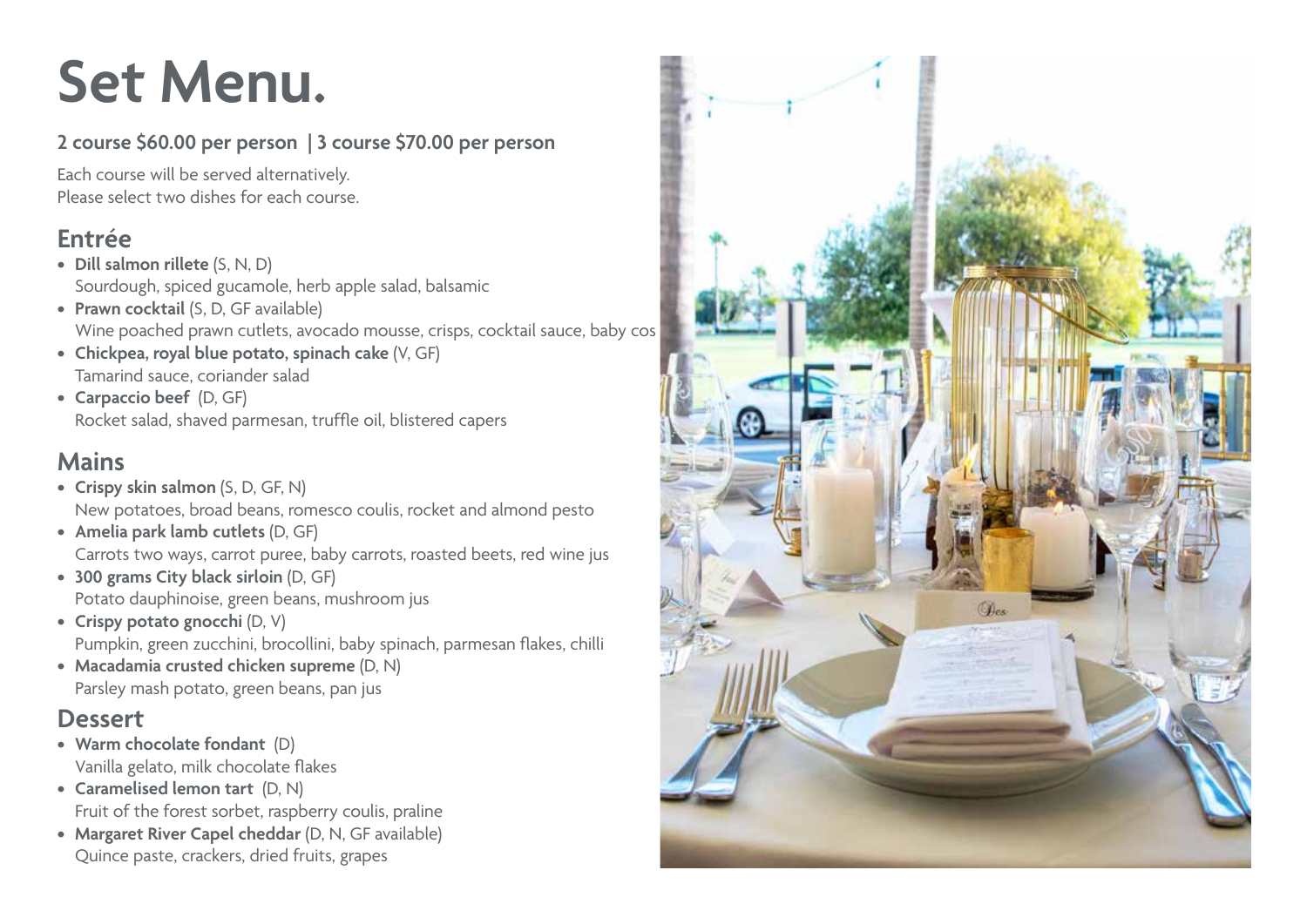# Set Menu.

**2 course $60.00 per person | 3 course $70.00 per person**

Each course will be served alternatively.
Please select two dishes for each course.

## Entrée

- **Dill salmon rillete** (S, N, D)
  Sourdough, spiced gucamole, herb apple salad, balsamic
- **Prawn cocktail** (S, D, GF available)
  Wine poached prawn cutlets, avocado mousse, crisps, cocktail sauce, baby cos
- **Chickpea, royal blue potato, spinach cake** (V, GF)
  Tamarind sauce, coriander salad
- **Carpaccio beef** (D, GF)
  Rocket salad, shaved parmesan, truffle oil, blistered capers

## Mains

- **Crispy skin salmon** (S, D, GF, N)
  New potatoes, broad beans, romesco coulis, rocket and almond pesto
- **Amelia park lamb cutlets** (D, GF)
  Carrots two ways, carrot puree, baby carrots, roasted beets, red wine jus
- **300 grams City black sirloin** (D, GF)
  Potato dauphinoise, green beans, mushroom jus
- **Crispy potato gnocchi** (D, V)
  Pumpkin, green zucchini, brocollini, baby spinach, parmesan flakes, chilli
- **Macadamia crusted chicken supreme** (D, N)
  Parsley mash potato, green beans, pan jus

## Dessert

- **Warm chocolate fondant** (D)
  Vanilla gelato, milk chocolate flakes
- **Caramelised lemon tart** (D, N)
  Fruit of the forest sorbet, raspberry coulis, praline
- **Margaret River Capel cheddar** (D, N, GF available)
  Quince paste, crackers, dried fruits, grapes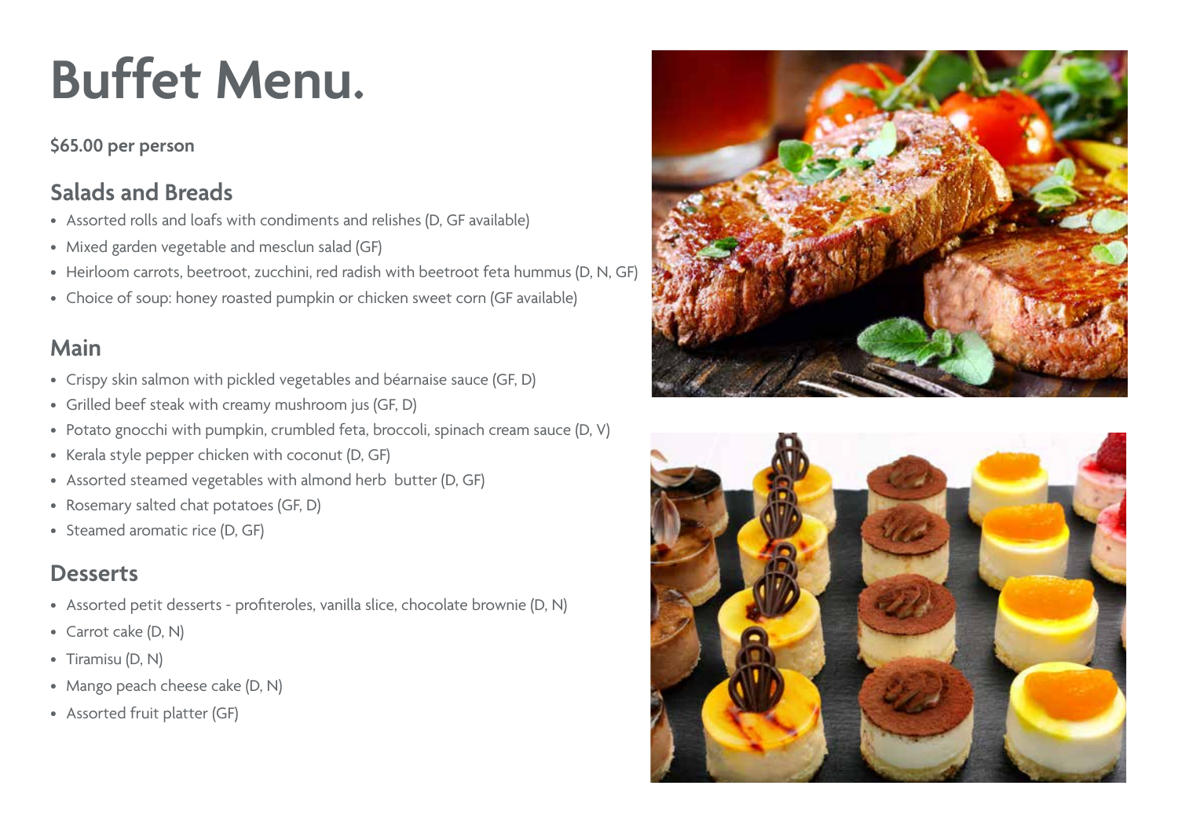# Buffet Menu.

**$65.00 per person**

## Salads and Breads

- Assorted rolls and loafs with condiments and relishes (D, GF available)
- Mixed garden vegetable and mesclun salad (GF)
- Heirloom carrots, beetroot, zucchini, red radish with beetroot feta hummus (D, N, GF)
- Choice of soup: honey roasted pumpkin or chicken sweet corn (GF available)

## Main

- Crispy skin salmon with pickled vegetables and béarnaise sauce (GF, D)
- Grilled beef steak with creamy mushroom jus (GF, D)
- Potato gnocchi with pumpkin, crumbled feta, broccoli, spinach cream sauce (D, V)
- Kerala style pepper chicken with coconut (D, GF)
- Assorted steamed vegetables with almond herb butter (D, GF)
- Rosemary salted chat potatoes (GF, D)
- Steamed aromatic rice (D, GF)

## Desserts

- Assorted petit desserts - profiteroles, vanilla slice, chocolate brownie (D, N)
- Carrot cake (D, N)
- Tiramisu (D, N)
- Mango peach cheese cake (D, N)
- Assorted fruit platter (GF)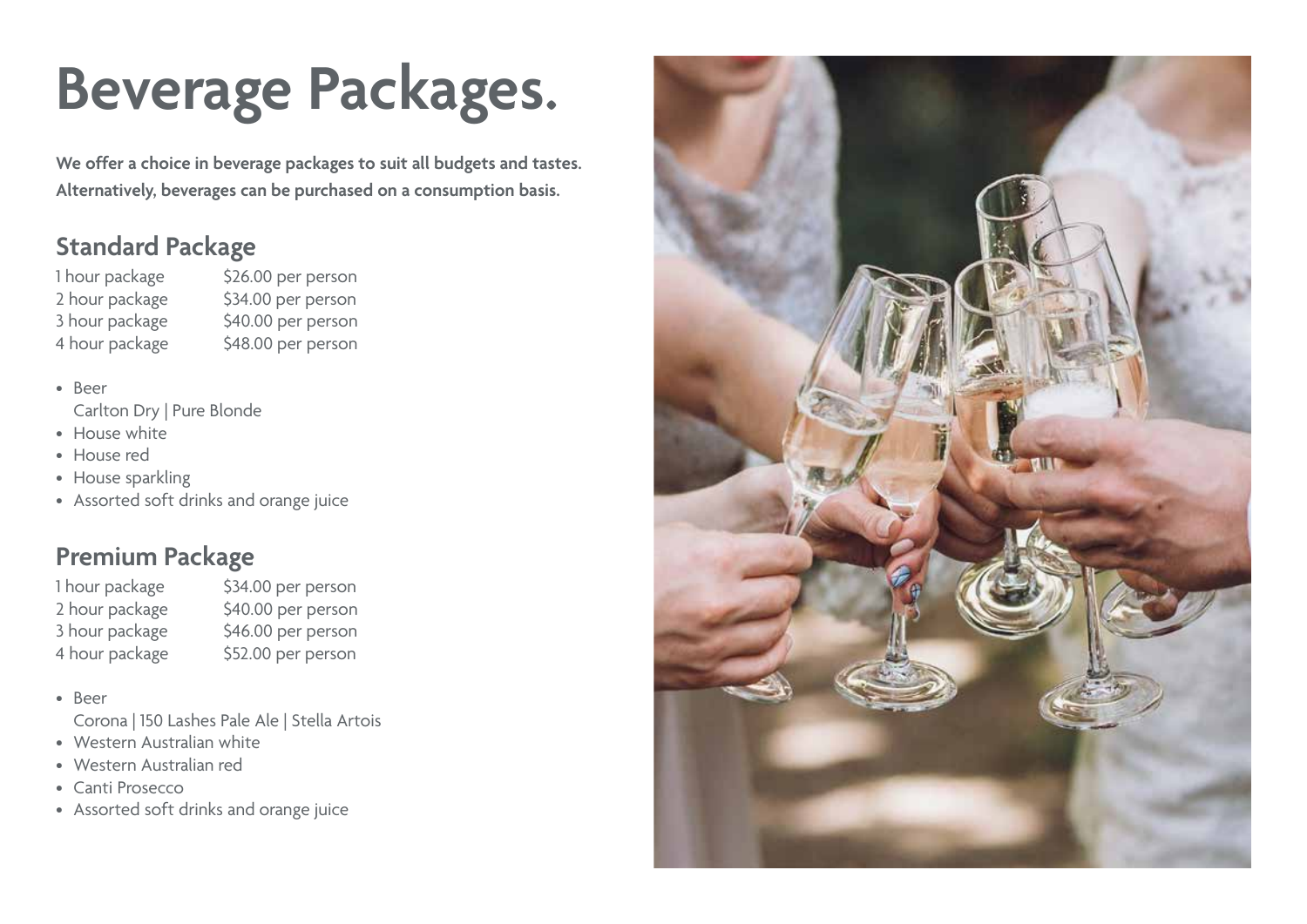# Beverage Packages.

**We offer a choice in beverage packages to suit all budgets and tastes. Alternatively, beverages can be purchased on a consumption basis.**

## Standard Package

| | |
|---|---|
| 1 hour package | $26.00 per person |
| 2 hour package | $34.00 per person |
| 3 hour package | $40.00 per person |
| 4 hour package | $48.00 per person |

- Beer
  Carlton Dry | Pure Blonde
- House white
- House red
- House sparkling
- Assorted soft drinks and orange juice

## Premium Package

| | |
|---|---|
| 1 hour package | $34.00 per person |
| 2 hour package | $40.00 per person |
| 3 hour package | $46.00 per person |
| 4 hour package | $52.00 per person |

- Beer
  Corona | 150 Lashes Pale Ale | Stella Artois
- Western Australian white
- Western Australian red
- Canti Prosecco
- Assorted soft drinks and orange juice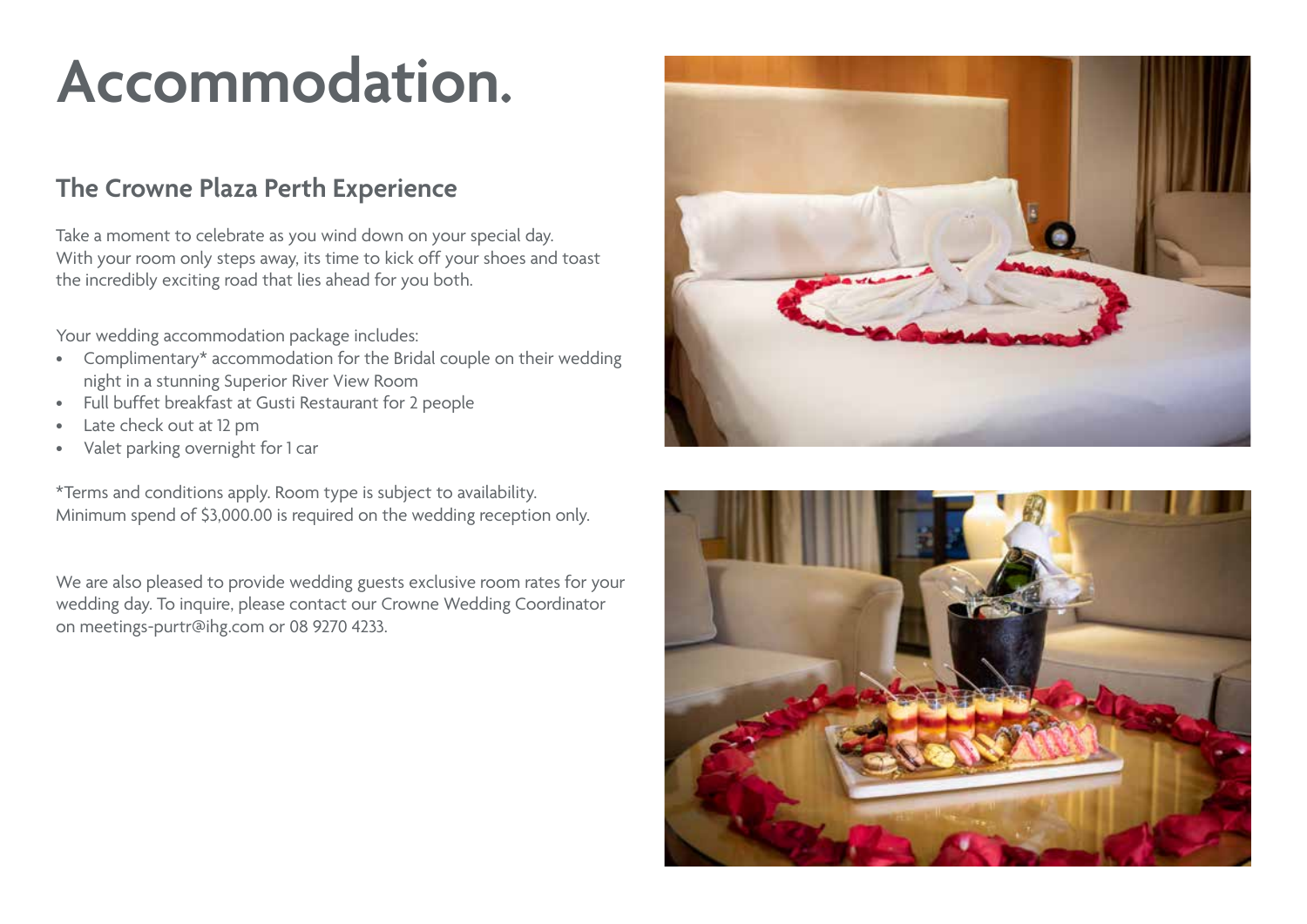# Accommodation.

## The Crowne Plaza Perth Experience

Take a moment to celebrate as you wind down on your special day. With your room only steps away, its time to kick off your shoes and toast the incredibly exciting road that lies ahead for you both.

Your wedding accommodation package includes:

- Complimentary* accommodation for the Bridal couple on their wedding night in a stunning Superior River View Room
- Full buffet breakfast at Gusti Restaurant for 2 people
- Late check out at 12 pm
- Valet parking overnight for 1 car

*Terms and conditions apply. Room type is subject to availability. Minimum spend of $3,000.00 is required on the wedding reception only.

We are also pleased to provide wedding guests exclusive room rates for your wedding day. To inquire, please contact our Crowne Wedding Coordinator on meetings-purtr@ihg.com or 08 9270 4233.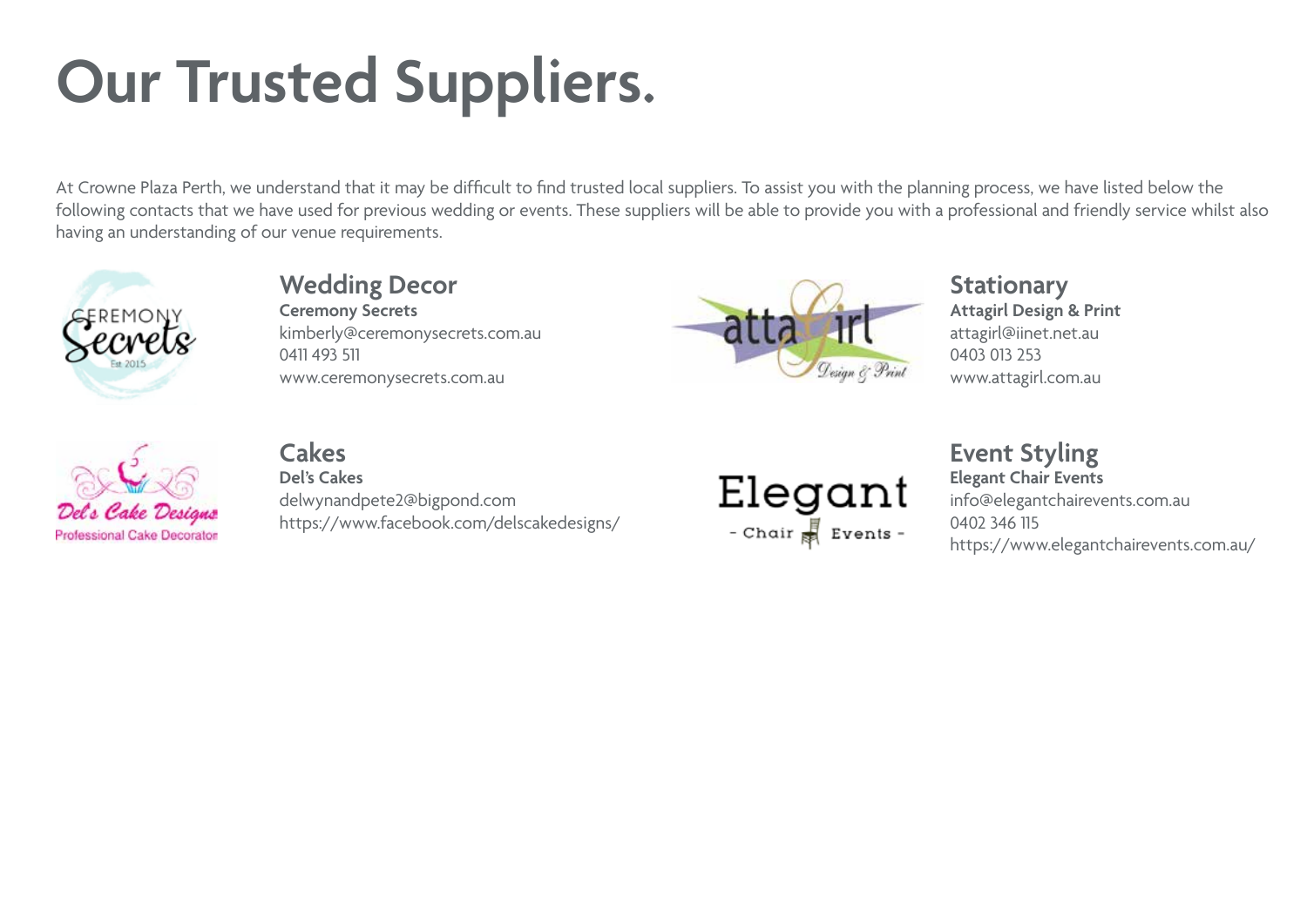# Our Trusted Suppliers.

At Crowne Plaza Perth, we understand that it may be difficult to find trusted local suppliers. To assist you with the planning process, we have listed below the following contacts that we have used for previous wedding or events. These suppliers will be able to provide you with a professional and friendly service whilst also having an understanding of our venue requirements.

## Wedding Decor

**Ceremony Secrets**
kimberly@ceremonysecrets.com.au
0411 493 511
www.ceremonysecrets.com.au

## Stationary

**Attagirl Design & Print**
attagirl@iinet.net.au
0403 013 253
www.attagirl.com.au

## Cakes

**Del's Cakes**
delwynandpete2@bigpond.com
https://www.facebook.com/delscakedesigns/

## Event Styling

**Elegant Chair Events**
info@elegantchairevents.com.au
0402 346 115
https://www.elegantchairevents.com.au/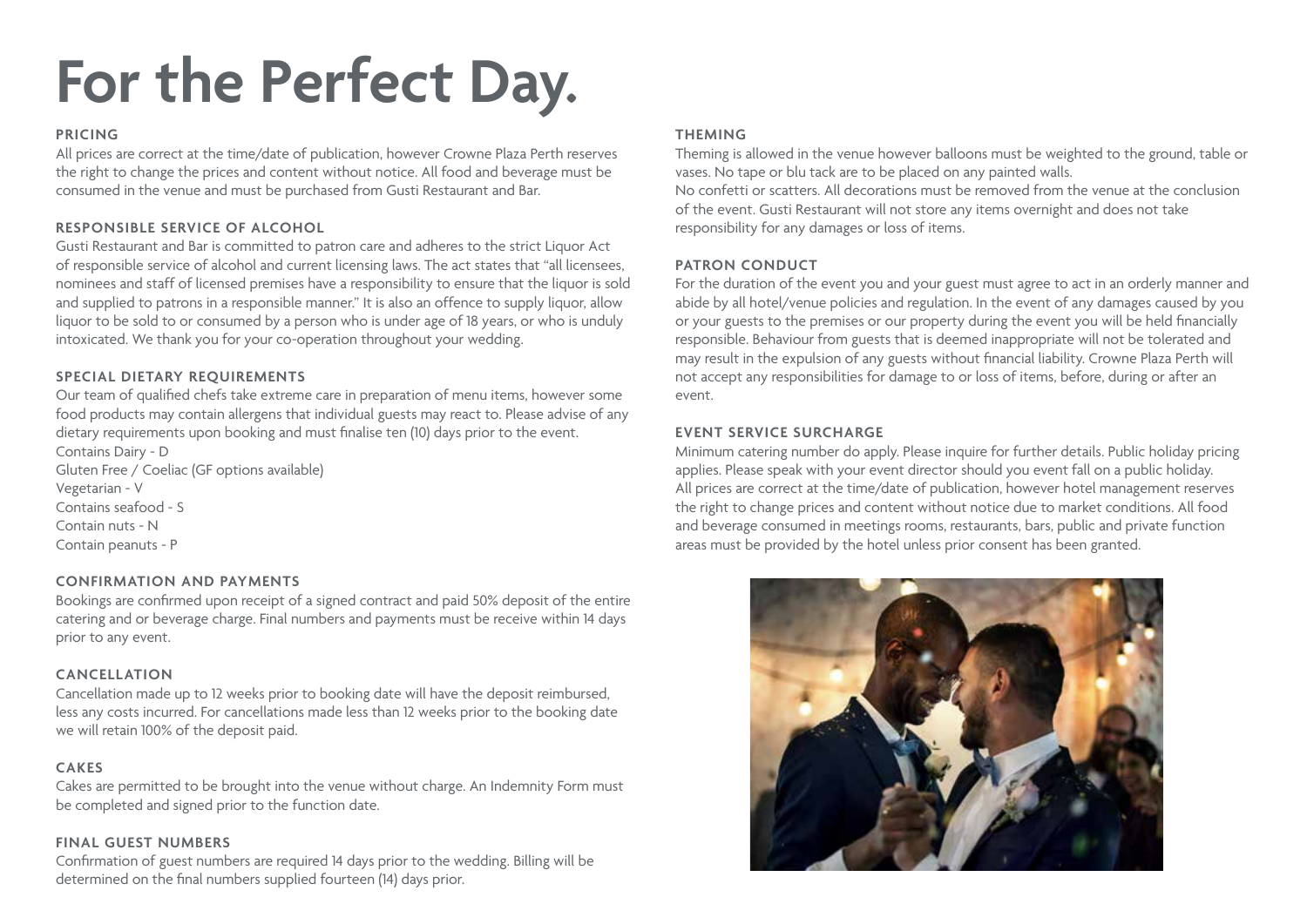# For the Perfect Day.

## PRICING

All prices are correct at the time/date of publication, however Crowne Plaza Perth reserves the right to change the prices and content without notice. All food and beverage must be consumed in the venue and must be purchased from Gusti Restaurant and Bar.

## RESPONSIBLE SERVICE OF ALCOHOL

Gusti Restaurant and Bar is committed to patron care and adheres to the strict Liquor Act of responsible service of alcohol and current licensing laws. The act states that "all licensees, nominees and staff of licensed premises have a responsibility to ensure that the liquor is sold and supplied to patrons in a responsible manner." It is also an offence to supply liquor, allow liquor to be sold to or consumed by a person who is under age of 18 years, or who is unduly intoxicated. We thank you for your co-operation throughout your wedding.

## SPECIAL DIETARY REQUIREMENTS

Our team of qualified chefs take extreme care in preparation of menu items, however some food products may contain allergens that individual guests may react to. Please advise of any dietary requirements upon booking and must finalise ten (10) days prior to the event.

Contains Dairy - D
Gluten Free / Coeliac (GF options available)
Vegetarian - V
Contains seafood - S
Contain nuts - N
Contain peanuts - P

## CONFIRMATION AND PAYMENTS

Bookings are confirmed upon receipt of a signed contract and paid 50% deposit of the entire catering and or beverage charge. Final numbers and payments must be receive within 14 days prior to any event.

## CANCELLATION

Cancellation made up to 12 weeks prior to booking date will have the deposit reimbursed, less any costs incurred. For cancellations made less than 12 weeks prior to the booking date we will retain 100% of the deposit paid.

## CAKES

Cakes are permitted to be brought into the venue without charge. An Indemnity Form must be completed and signed prior to the function date.

## FINAL GUEST NUMBERS

Confirmation of guest numbers are required 14 days prior to the wedding. Billing will be determined on the final numbers supplied fourteen (14) days prior.

## THEMING

Theming is allowed in the venue however balloons must be weighted to the ground, table or vases. No tape or blu tack are to be placed on any painted walls.
No confetti or scatters. All decorations must be removed from the venue at the conclusion of the event. Gusti Restaurant will not store any items overnight and does not take responsibility for any damages or loss of items.

## PATRON CONDUCT

For the duration of the event you and your guest must agree to act in an orderly manner and abide by all hotel/venue policies and regulation. In the event of any damages caused by you or your guests to the premises or our property during the event you will be held financially responsible. Behaviour from guests that is deemed inappropriate will not be tolerated and may result in the expulsion of any guests without financial liability. Crowne Plaza Perth will not accept any responsibilities for damage to or loss of items, before, during or after an event.

## EVENT SERVICE SURCHARGE

Minimum catering number do apply. Please inquire for further details. Public holiday pricing applies. Please speak with your event director should you event fall on a public holiday.
All prices are correct at the time/date of publication, however hotel management reserves the right to change prices and content without notice due to market conditions. All food and beverage consumed in meetings rooms, restaurants, bars, public and private function areas must be provided by the hotel unless prior consent has been granted.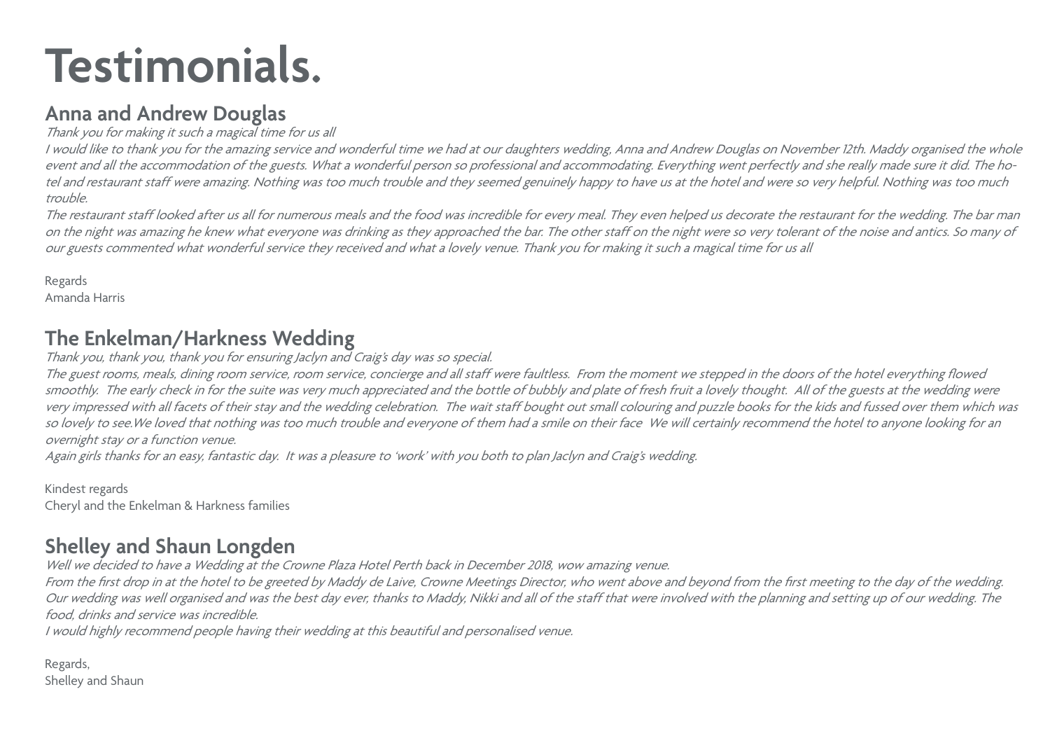# Testimonials.

## Anna and Andrew Douglas

*Thank you for making it such a magical time for us all*

*I would like to thank you for the amazing service and wonderful time we had at our daughters wedding, Anna and Andrew Douglas on November 12th. Maddy organised the whole event and all the accommodation of the guests. What a wonderful person so professional and accommodating. Everything went perfectly and she really made sure it did. The hotel and restaurant staff were amazing. Nothing was too much trouble and they seemed genuinely happy to have us at the hotel and were so very helpful. Nothing was too much trouble.*

*The restaurant staff looked after us all for numerous meals and the food was incredible for every meal. They even helped us decorate the restaurant for the wedding. The bar man on the night was amazing he knew what everyone was drinking as they approached the bar. The other staff on the night were so very tolerant of the noise and antics. So many of our guests commented what wonderful service they received and what a lovely venue. Thank you for making it such a magical time for us all*

Regards
Amanda Harris

## The Enkelman/Harkness Wedding

*Thank you, thank you, thank you for ensuring Jaclyn and Craig's day was so special.*

*The guest rooms, meals, dining room service, room service, concierge and all staff were faultless. From the moment we stepped in the doors of the hotel everything flowed smoothly. The early check in for the suite was very much appreciated and the bottle of bubbly and plate of fresh fruit a lovely thought. All of the guests at the wedding were very impressed with all facets of their stay and the wedding celebration. The wait staff bought out small colouring and puzzle books for the kids and fussed over them which was so lovely to see.We loved that nothing was too much trouble and everyone of them had a smile on their face We will certainly recommend the hotel to anyone looking for an overnight stay or a function venue.*

*Again girls thanks for an easy, fantastic day. It was a pleasure to 'work' with you both to plan Jaclyn and Craig's wedding.*

Kindest regards
Cheryl and the Enkelman & Harkness families

## Shelley and Shaun Longden

*Well we decided to have a Wedding at the Crowne Plaza Hotel Perth back in December 2018, wow amazing venue.*

*From the first drop in at the hotel to be greeted by Maddy de Laive, Crowne Meetings Director, who went above and beyond from the first meeting to the day of the wedding. Our wedding was well organised and was the best day ever, thanks to Maddy, Nikki and all of the staff that were involved with the planning and setting up of our wedding. The food, drinks and service was incredible.*

*I would highly recommend people having their wedding at this beautiful and personalised venue.*

Regards,
Shelley and Shaun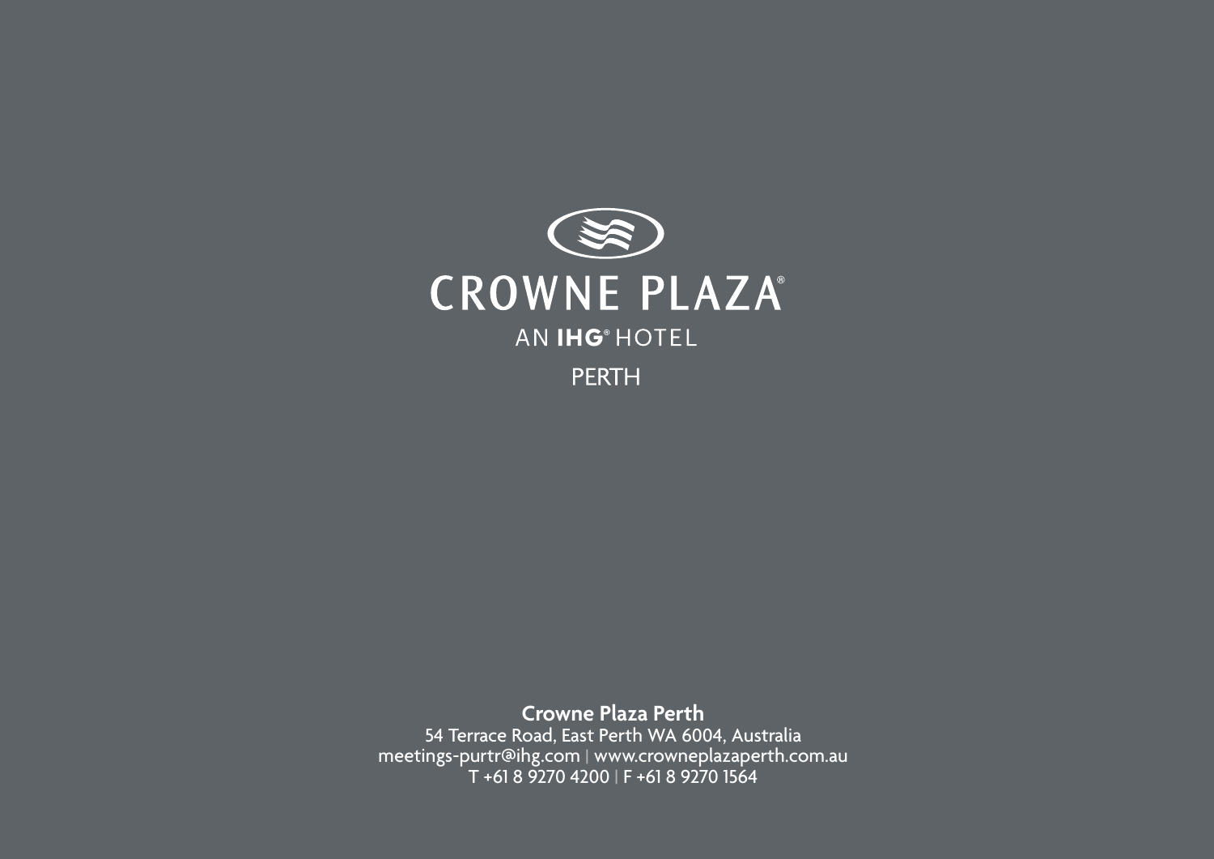CROWNE PLAZA®

AN IHG® HOTEL

PERTH

**Crowne Plaza Perth**

54 Terrace Road, East Perth WA 6004, Australia

meetings-purtr@ihg.com | www.crowneplazaperth.com.au

T +61 8 9270 4200 | F +61 8 9270 1564